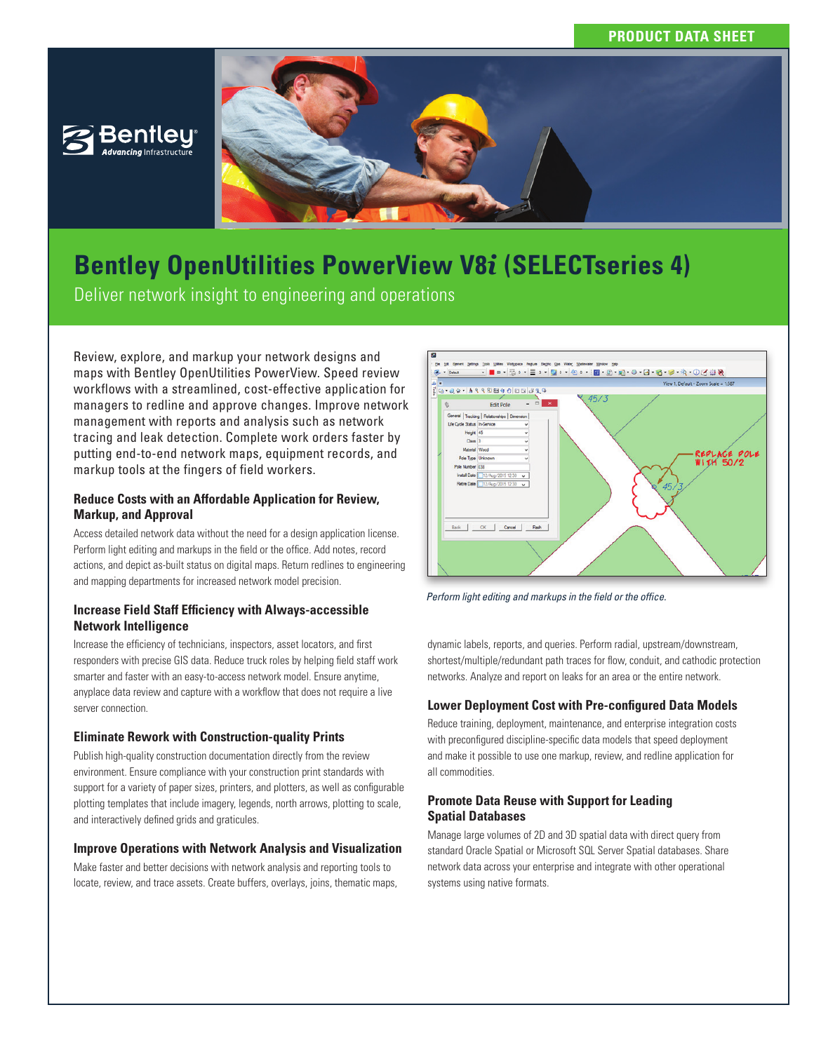PRODUCT DATA SHEET

# Bentley OpenUtilities PowerView V8*i* (SELECTseries 4)

Deliver network insight to engineering and operations

Review, explore, and markup your network designs and maps with Bentley OpenUtilities PowerView. Speed review workflows with a streamlined, cost-effective application for managers to redline and approve changes. Improve network management with reports and analysis such as network tracing and leak detection. Complete work orders faster by putting end-to-end network maps, equipment records, and markup tools at the fingers of field workers.

### Reduce Costs with an Affordable Application for Review, Markup, and Approval

Access detailed network data without the need for a design application license. Perform light editing and markups in the field or the office. Add notes, record actions, and depict as-built status on digital maps. Return redlines to engineering and mapping departments for increased network model precision.

### Increase Field Staff Efficiency with Always-accessible Network Intelligence

Increase the efficiency of technicians, inspectors, asset locators, and first responders with precise GIS data. Reduce truck roles by helping field staff work smarter and faster with an easy-to-access network model. Ensure anytime, anyplace data review and capture with a workflow that does not require a live server connection.

### Eliminate Rework with Construction-quality Prints

Publish high-quality construction documentation directly from the review environment. Ensure compliance with your construction print standards with support for a variety of paper sizes, printers, and plotters, as well as configurable plotting templates that include imagery, legends, north arrows, plotting to scale, and interactively defined grids and graticules.

### Improve Operations with Network Analysis and Visualization

Make faster and better decisions with network analysis and reporting tools to locate, review, and trace assets. Create buffers, overlays, joins, thematic maps, dynamic labels, reports, and queries. Perform radial, upstream/downstream, shortest/multiple/redundant path traces for flow, conduit, and cathodic protection networks. Analyze and report on leaks for an area or the entire network.

*Perform light editing and markups in the field or the office.*

### Lower Deployment Cost with Pre-configured Data Models

Reduce training, deployment, maintenance, and enterprise integration costs with preconfigured discipline-specific data models that speed deployment and make it possible to use one markup, review, and redline application for all commodities.

### Promote Data Reuse with Support for Leading Spatial Databases

Manage large volumes of 2D and 3D spatial data with direct query from standard Oracle Spatial or Microsoft SQL Server Spatial databases. Share network data across your enterprise and integrate with other operational systems using native formats.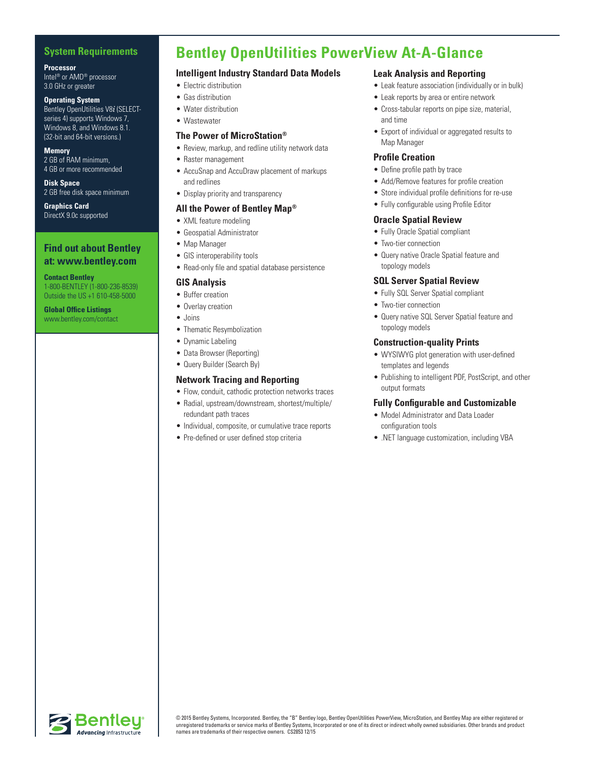## System Requirements

**Processor**
Intel® or AMD® processor
3.0 GHz or greater

**Operating System**
Bentley OpenUtilities V8*i* (SELECTseries 4) supports Windows 7, Windows 8, and Windows 8.1. (32-bit and 64-bit versions.)

**Memory**
2 GB of RAM minimum,
4 GB or more recommended

**Disk Space**
2 GB free disk space minimum

**Graphics Card**
DirectX 9.0c supported

## Find out about Bentley at: www.bentley.com

**Contact Bentley**
1-800-BENTLEY (1-800-236-8539)
Outside the US +1 610-458-5000

**Global Office Listings**
www.bentley.com/contact

# Bentley OpenUtilities PowerView At-A-Glance

### Intelligent Industry Standard Data Models

- Electric distribution
- Gas distribution
- Water distribution
- Wastewater

### The Power of MicroStation®

- Review, markup, and redline utility network data
- Raster management
- AccuSnap and AccuDraw placement of markups and redlines
- Display priority and transparency

### All the Power of Bentley Map®

- XML feature modeling
- Geospatial Administrator
- Map Manager
- GIS interoperability tools
- Read-only file and spatial database persistence

### GIS Analysis

- Buffer creation
- Overlay creation
- Joins
- Thematic Resymbolization
- Dynamic Labeling
- Data Browser (Reporting)
- Query Builder (Search By)

### Network Tracing and Reporting

- Flow, conduit, cathodic protection networks traces
- Radial, upstream/downstream, shortest/multiple/redundant path traces
- Individual, composite, or cumulative trace reports
- Pre-defined or user defined stop criteria

### Leak Analysis and Reporting

- Leak feature association (individually or in bulk)
- Leak reports by area or entire network
- Cross-tabular reports on pipe size, material, and time
- Export of individual or aggregated results to Map Manager

### Profile Creation

- Define profile path by trace
- Add/Remove features for profile creation
- Store individual profile definitions for re-use
- Fully configurable using Profile Editor

### Oracle Spatial Review

- Fully Oracle Spatial compliant
- Two-tier connection
- Query native Oracle Spatial feature and topology models

### SQL Server Spatial Review

- Fully SQL Server Spatial compliant
- Two-tier connection
- Query native SQL Server Spatial feature and topology models

### Construction-quality Prints

- WYSIWYG plot generation with user-defined templates and legends
- Publishing to intelligent PDF, PostScript, and other output formats

### Fully Configurable and Customizable

- Model Administrator and Data Loader configuration tools
- .NET language customization, including VBA

Bentley
Advancing Infrastructure

© 2015 Bentley Systems, Incorporated. Bentley, the "B" Bentley logo, Bentley OpenUtilities PowerView, MicroStation, and Bentley Map are either registered or unregistered trademarks or service marks of Bentley Systems, Incorporated or one of its direct or indirect wholly owned subsidiaries. Other brands and product names are trademarks of their respective owners. CS2853 12/15